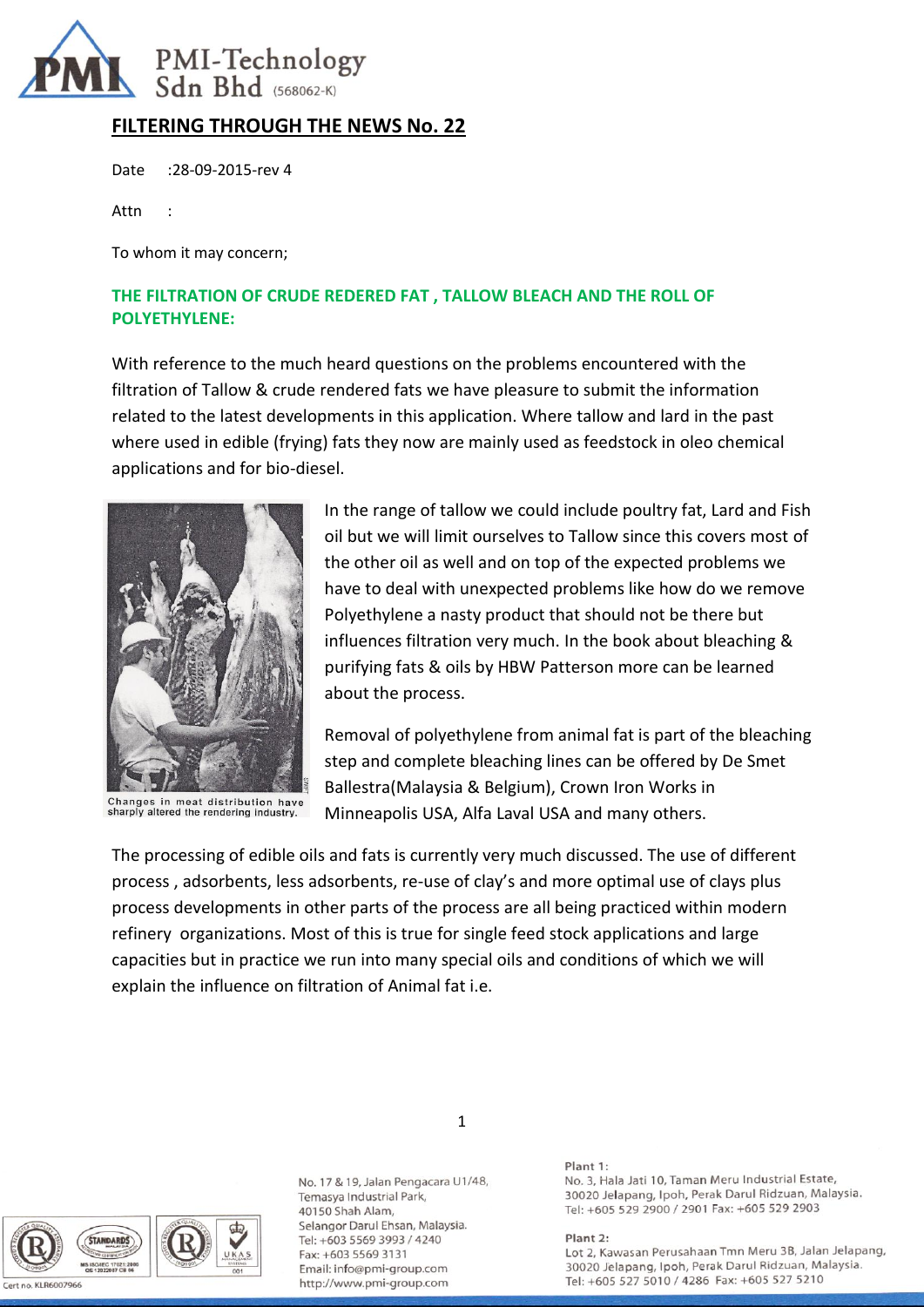## FILTERING THROUGH THE NEWS No. 22

Date :28-09-2015-rev 4

Attn :

To whom it may concern;

### THE FILTRATION OF CRUDE REDERED FAT , TALLOW BLEACH AND THE ROLL OF POLYETHYLENE:

With reference to the much heard questions on the problems encountered with the filtration of Tallow & crude rendered fats we have pleasure to submit the information related to the latest developments in this application. Where tallow and lard in the past where used in edible (frying) fats they now are mainly used as feedstock in oleo chemical applications and for bio-diesel.

Changes in meat distribution have sharply altered the rendering industry.

In the range of tallow we could include poultry fat, Lard and Fish oil but we will limit ourselves to Tallow since this covers most of the other oil as well and on top of the expected problems we have to deal with unexpected problems like how do we remove Polyethylene a nasty product that should not be there but influences filtration very much. In the book about bleaching & purifying fats & oils by HBW Patterson more can be learned about the process.

Removal of polyethylene from animal fat is part of the bleaching step and complete bleaching lines can be offered by De Smet Ballestra(Malaysia & Belgium), Crown Iron Works in Minneapolis USA, Alfa Laval USA and many others.

The processing of edible oils and fats is currently very much discussed. The use of different process , adsorbents, less adsorbents, re-use of clay's and more optimal use of clays plus process developments in other parts of the process are all being practiced within modern refinery organizations. Most of this is true for single feed stock applications and large capacities but in practice we run into many special oils and conditions of which we will explain the influence on filtration of Animal fat i.e.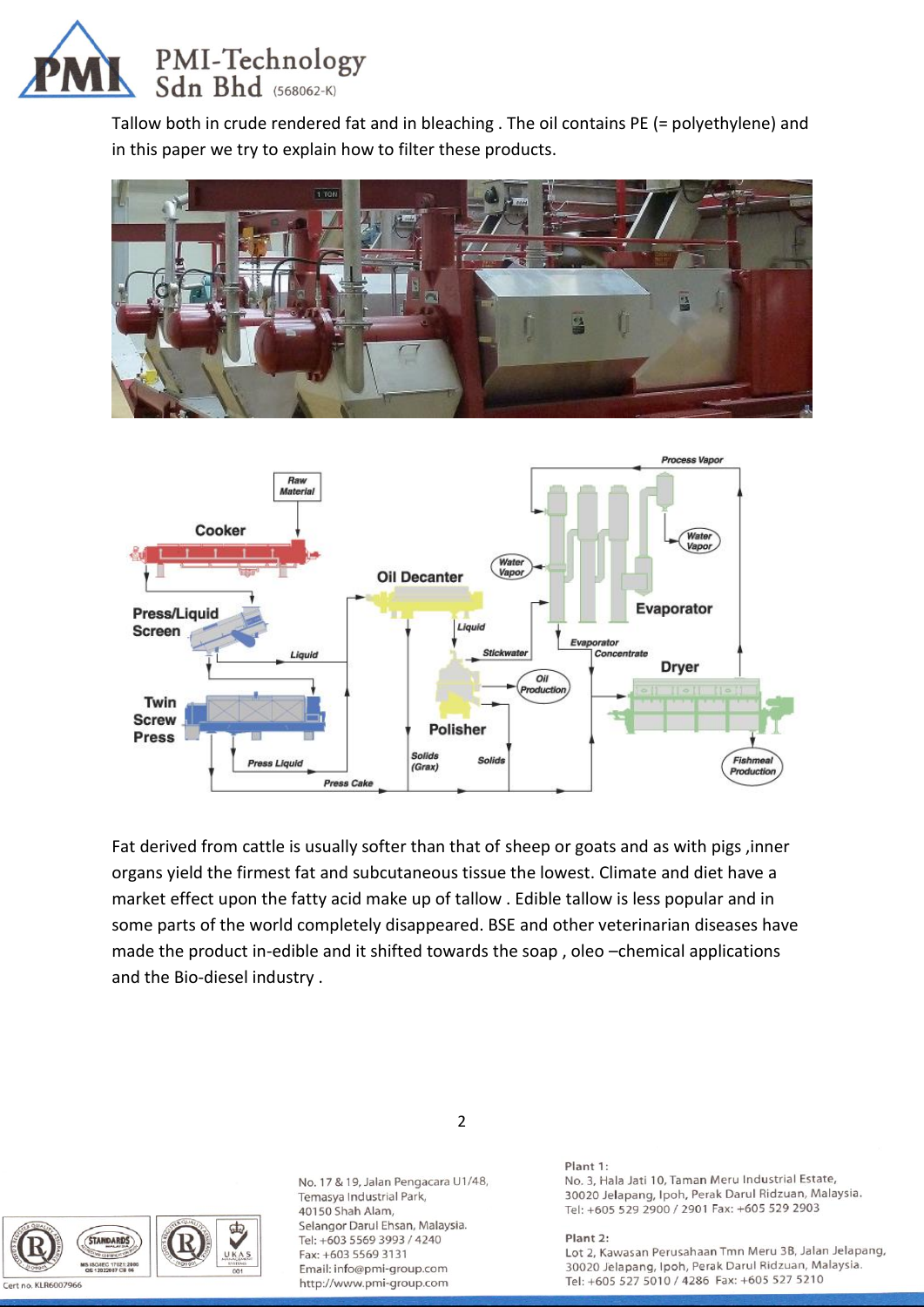Tallow both in crude rendered fat and in bleaching . The oil contains PE (= polyethylene) and in this paper we try to explain how to filter these products.

Fat derived from cattle is usually softer than that of sheep or goats and as with pigs ,inner organs yield the firmest fat and subcutaneous tissue the lowest. Climate and diet have a market effect upon the fatty acid make up of tallow . Edible tallow is less popular and in some parts of the world completely disappeared. BSE and other veterinarian diseases have made the product in-edible and it shifted towards the soap , oleo –chemical applications and the Bio-diesel industry .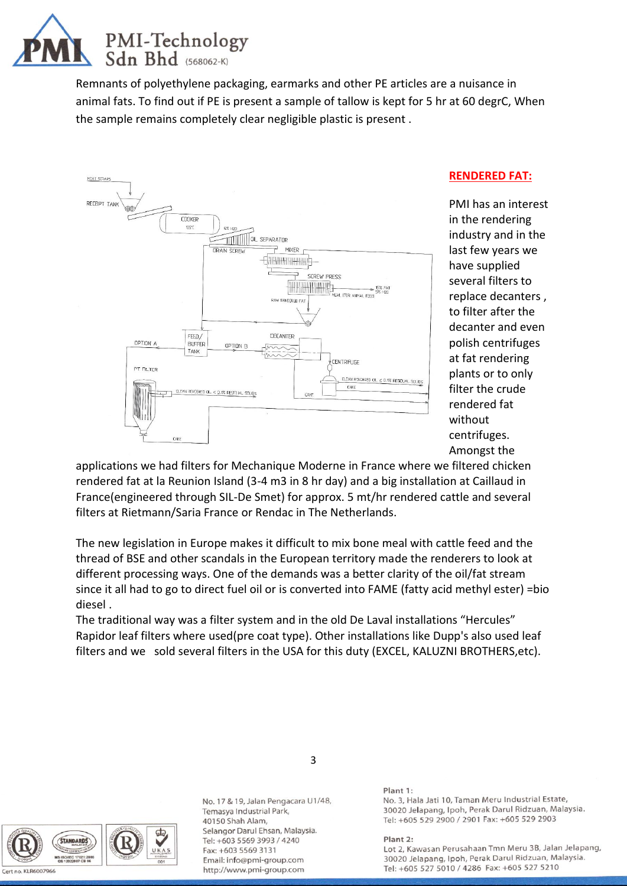Remnants of polyethylene packaging, earmarks and other PE articles are a nuisance in animal fats. To find out if PE is present a sample of tallow is kept for 5 hr at 60 degrC, When the sample remains completely clear negligible plastic is present .

## RENDERED FAT:

PMI has an interest in the rendering industry and in the last few years we have supplied several filters to replace decanters , to filter after the decanter and even polish centrifuges at fat rendering plants or to only filter the crude rendered fat without centrifuges. Amongst the applications we had filters for Mechanique Moderne in France where we filtered chicken rendered fat at la Reunion Island (3-4 m3 in 8 hr day) and a big installation at Caillaud in France(engineered through SIL-De Smet) for approx. 5 mt/hr rendered cattle and several filters at Rietmann/Saria France or Rendac in The Netherlands.

The new legislation in Europe makes it difficult to mix bone meal with cattle feed and the thread of BSE and other scandals in the European territory made the renderers to look at different processing ways. One of the demands was a better clarity of the oil/fat stream since it all had to go to direct fuel oil or is converted into FAME (fatty acid methyl ester) =bio diesel .

The traditional way was a filter system and in the old De Laval installations "Hercules" Rapidor leaf filters where used(pre coat type). Other installations like Dupp's also used leaf filters and we sold several filters in the USA for this duty (EXCEL, KALUZNI BROTHERS,etc).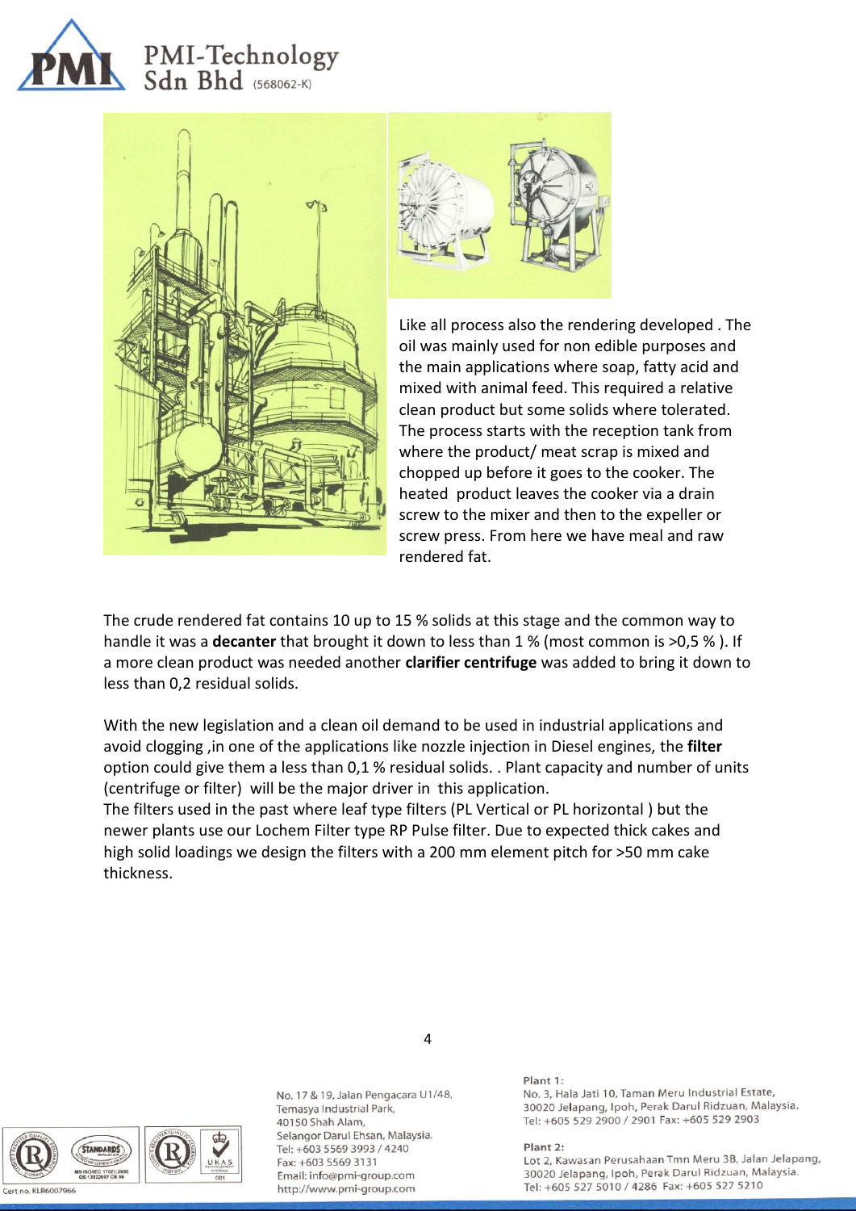Like all process also the rendering developed . The oil was mainly used for non edible purposes and the main applications where soap, fatty acid and mixed with animal feed. This required a relative clean product but some solids where tolerated. The process starts with the reception tank from where the product/ meat scrap is mixed and chopped up before it goes to the cooker. The heated product leaves the cooker via a drain screw to the mixer and then to the expeller or screw press. From here we have meal and raw rendered fat.

The crude rendered fat contains 10 up to 15 % solids at this stage and the common way to handle it was a **decanter** that brought it down to less than 1 % (most common is >0,5 % ). If a more clean product was needed another **clarifier centrifuge** was added to bring it down to less than 0,2 residual solids.

With the new legislation and a clean oil demand to be used in industrial applications and avoid clogging ,in one of the applications like nozzle injection in Diesel engines, the **filter** option could give them a less than 0,1 % residual solids. . Plant capacity and number of units (centrifuge or filter) will be the major driver in this application.
The filters used in the past where leaf type filters (PL Vertical or PL horizontal ) but the newer plants use our Lochem Filter type RP Pulse filter. Due to expected thick cakes and high solid loadings we design the filters with a 200 mm element pitch for >50 mm cake thickness.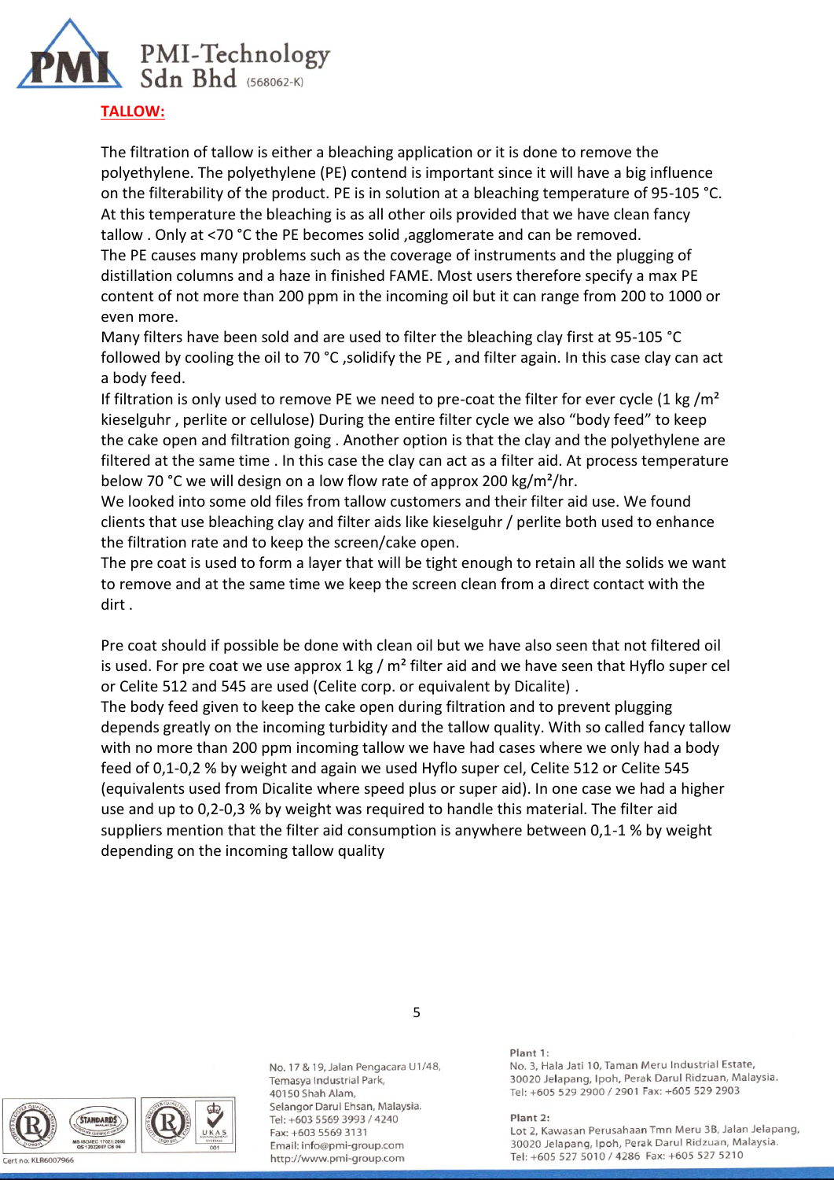**TALLOW:**

The filtration of tallow is either a bleaching application or it is done to remove the polyethylene. The polyethylene (PE) contend is important since it will have a big influence on the filterability of the product. PE is in solution at a bleaching temperature of 95-105 °C. At this temperature the bleaching is as all other oils provided that we have clean fancy tallow . Only at <70 °C the PE becomes solid ,agglomerate and can be removed.
The PE causes many problems such as the coverage of instruments and the plugging of distillation columns and a haze in finished FAME. Most users therefore specify a max PE content of not more than 200 ppm in the incoming oil but it can range from 200 to 1000 or even more.
Many filters have been sold and are used to filter the bleaching clay first at 95-105 °C followed by cooling the oil to 70 °C ,solidify the PE , and filter again. In this case clay can act a body feed.
If filtration is only used to remove PE we need to pre-coat the filter for ever cycle (1 kg /m² kieselguhr , perlite or cellulose) During the entire filter cycle we also “body feed” to keep the cake open and filtration going . Another option is that the clay and the polyethylene are filtered at the same time . In this case the clay can act as a filter aid. At process temperature below 70 °C we will design on a low flow rate of approx 200 kg/m²/hr.
We looked into some old files from tallow customers and their filter aid use. We found clients that use bleaching clay and filter aids like kieselguhr / perlite both used to enhance the filtration rate and to keep the screen/cake open.
The pre coat is used to form a layer that will be tight enough to retain all the solids we want to remove and at the same time we keep the screen clean from a direct contact with the dirt .

Pre coat should if possible be done with clean oil but we have also seen that not filtered oil is used. For pre coat we use approx 1 kg / m² filter aid and we have seen that Hyflo super cel or Celite 512 and 545 are used (Celite corp. or equivalent by Dicalite) .
The body feed given to keep the cake open during filtration and to prevent plugging depends greatly on the incoming turbidity and the tallow quality. With so called fancy tallow with no more than 200 ppm incoming tallow we have had cases where we only had a body feed of 0,1-0,2 % by weight and again we used Hyflo super cel, Celite 512 or Celite 545 (equivalents used from Dicalite where speed plus or super aid). In one case we had a higher use and up to 0,2-0,3 % by weight was required to handle this material. The filter aid suppliers mention that the filter aid consumption is anywhere between 0,1-1 % by weight depending on the incoming tallow quality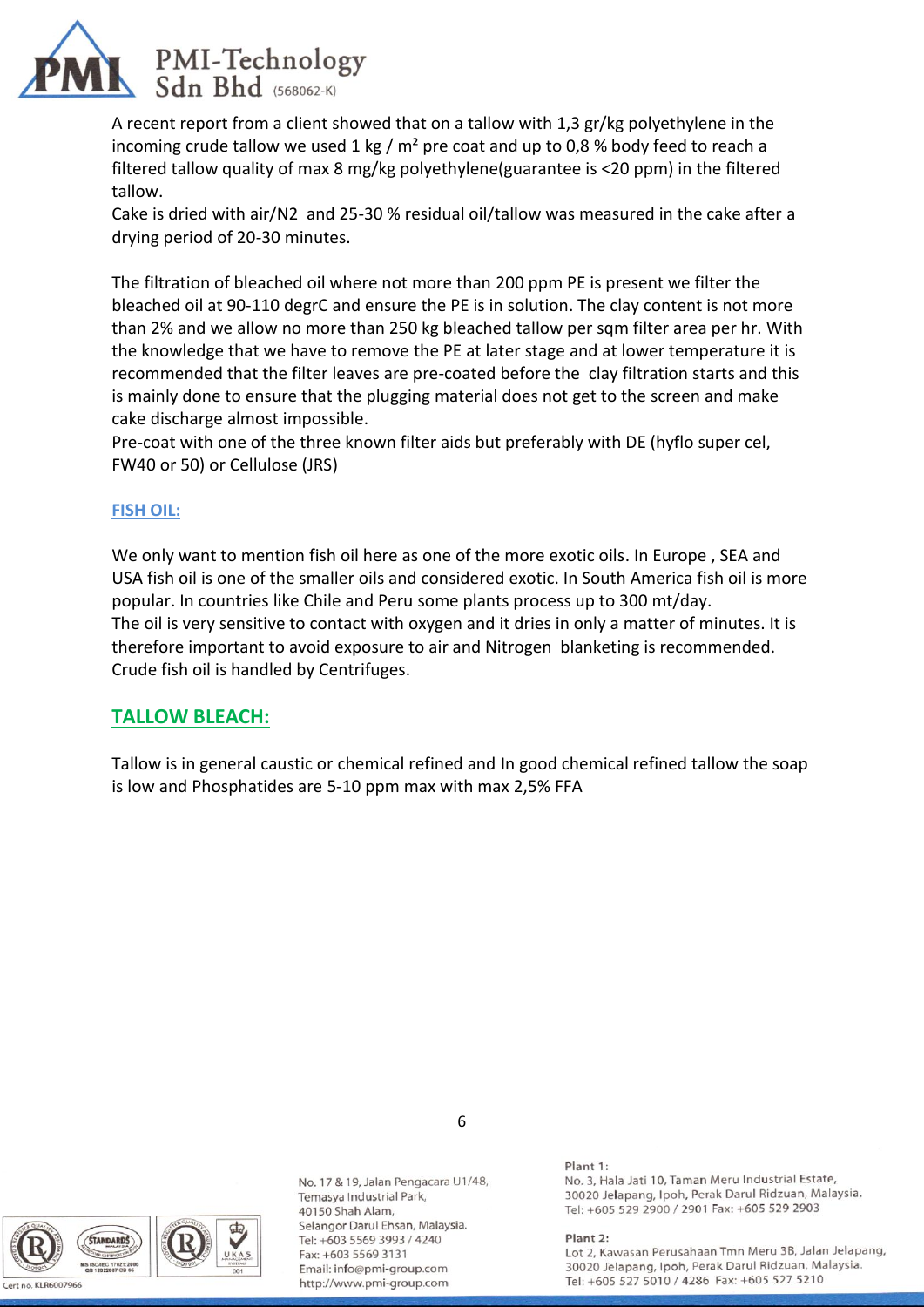A recent report from a client showed that on a tallow with 1,3 gr/kg polyethylene in the incoming crude tallow we used 1 kg / m² pre coat and up to 0,8 % body feed to reach a filtered tallow quality of max 8 mg/kg polyethylene(guarantee is <20 ppm) in the filtered tallow.

Cake is dried with air/N2 and 25-30 % residual oil/tallow was measured in the cake after a drying period of 20-30 minutes.

The filtration of bleached oil where not more than 200 ppm PE is present we filter the bleached oil at 90-110 degrC and ensure the PE is in solution. The clay content is not more than 2% and we allow no more than 250 kg bleached tallow per sqm filter area per hr. With the knowledge that we have to remove the PE at later stage and at lower temperature it is recommended that the filter leaves are pre-coated before the clay filtration starts and this is mainly done to ensure that the plugging material does not get to the screen and make cake discharge almost impossible.

Pre-coat with one of the three known filter aids but preferably with DE (hyflo super cel, FW40 or 50) or Cellulose (JRS)

### FISH OIL:

We only want to mention fish oil here as one of the more exotic oils. In Europe , SEA and USA fish oil is one of the smaller oils and considered exotic. In South America fish oil is more popular. In countries like Chile and Peru some plants process up to 300 mt/day.

The oil is very sensitive to contact with oxygen and it dries in only a matter of minutes. It is therefore important to avoid exposure to air and Nitrogen blanketing is recommended.

Crude fish oil is handled by Centrifuges.

## TALLOW BLEACH:

Tallow is in general caustic or chemical refined and In good chemical refined tallow the soap is low and Phosphatides are 5-10 ppm max with max 2,5% FFA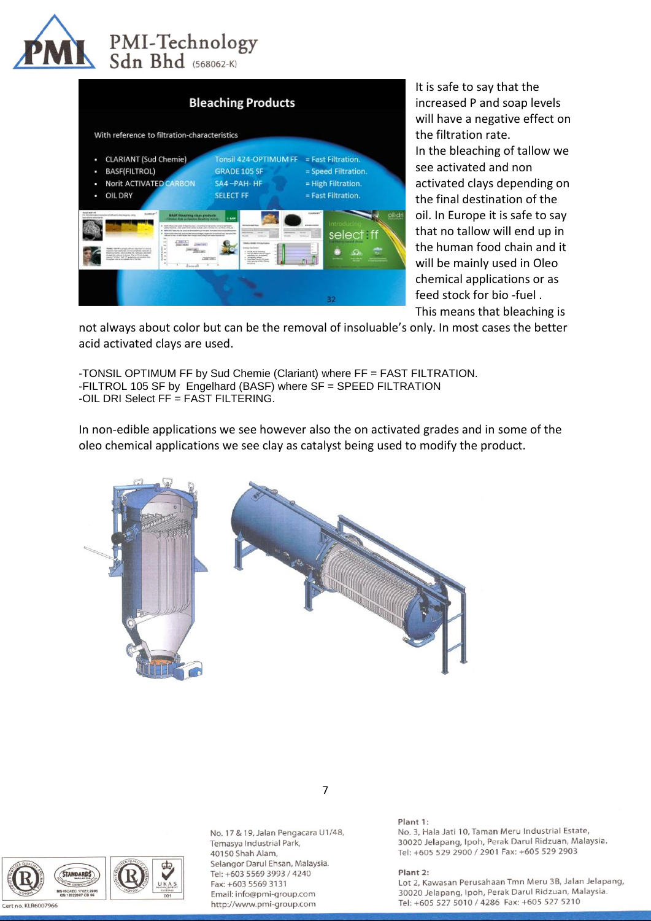It is safe to say that the increased P and soap levels will have a negative effect on the filtration rate.
In the bleaching of tallow we see activated and non activated clays depending on the final destination of the oil. In Europe it is safe to say that no tallow will end up in the human food chain and it will be mainly used in Oleo chemical applications or as feed stock for bio -fuel .
This means that bleaching is not always about color but can be the removal of insoluable's only. In most cases the better acid activated clays are used.

-TONSIL OPTIMUM FF by Sud Chemie (Clariant) where FF = FAST FILTRATION.
-FILTROL 105 SF by Engelhard (BASF) where SF = SPEED FILTRATION
-OIL DRI Select FF = FAST FILTERING.

In non-edible applications we see however also the on activated grades and in some of the oleo chemical applications we see clay as catalyst being used to modify the product.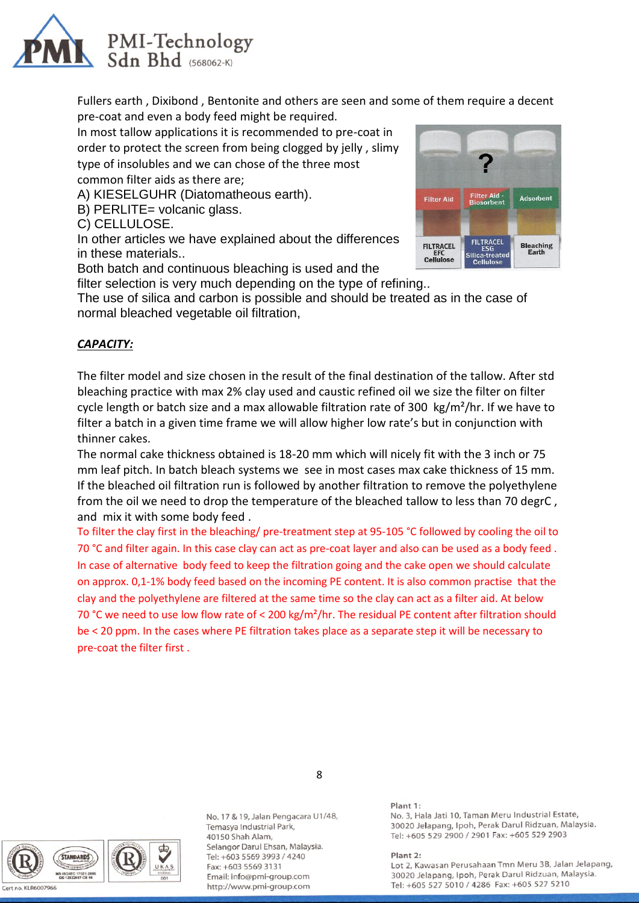Fullers earth , Dixibond , Bentonite and others are seen and some of them require a decent pre-coat and even a body feed might be required.

In most tallow applications it is recommended to pre-coat in order to protect the screen from being clogged by jelly , slimy type of insolubles and we can chose of the three most common filter aids as there are;

A) KIESELGUHR (Diatomatheous earth).
B) PERLITE= volcanic glass.
C) CELLULOSE.

In other articles we have explained about the differences in these materials..

Both batch and continuous bleaching is used and the filter selection is very much depending on the type of refining..

The use of silica and carbon is possible and should be treated as in the case of normal bleached vegetable oil filtration,

***CAPACITY:***

The filter model and size chosen in the result of the final destination of the tallow. After std bleaching practice with max 2% clay used and caustic refined oil we size the filter on filter cycle length or batch size and a max allowable filtration rate of 300 kg/m²/hr. If we have to filter a batch in a given time frame we will allow higher low rate's but in conjunction with thinner cakes.

The normal cake thickness obtained is 18-20 mm which will nicely fit with the 3 inch or 75 mm leaf pitch. In batch bleach systems we see in most cases max cake thickness of 15 mm. If the bleached oil filtration run is followed by another filtration to remove the polyethylene from the oil we need to drop the temperature of the bleached tallow to less than 70 degrC , and mix it with some body feed .

To filter the clay first in the bleaching/ pre-treatment step at 95-105 °C followed by cooling the oil to 70 °C and filter again. In this case clay can act as pre-coat layer and also can be used as a body feed . In case of alternative body feed to keep the filtration going and the cake open we should calculate on approx. 0,1-1% body feed based on the incoming PE content. It is also common practise that the clay and the polyethylene are filtered at the same time so the clay can act as a filter aid. At below 70 °C we need to use low flow rate of < 200 kg/m²/hr. The residual PE content after filtration should be < 20 ppm. In the cases where PE filtration takes place as a separate step it will be necessary to pre-coat the filter first .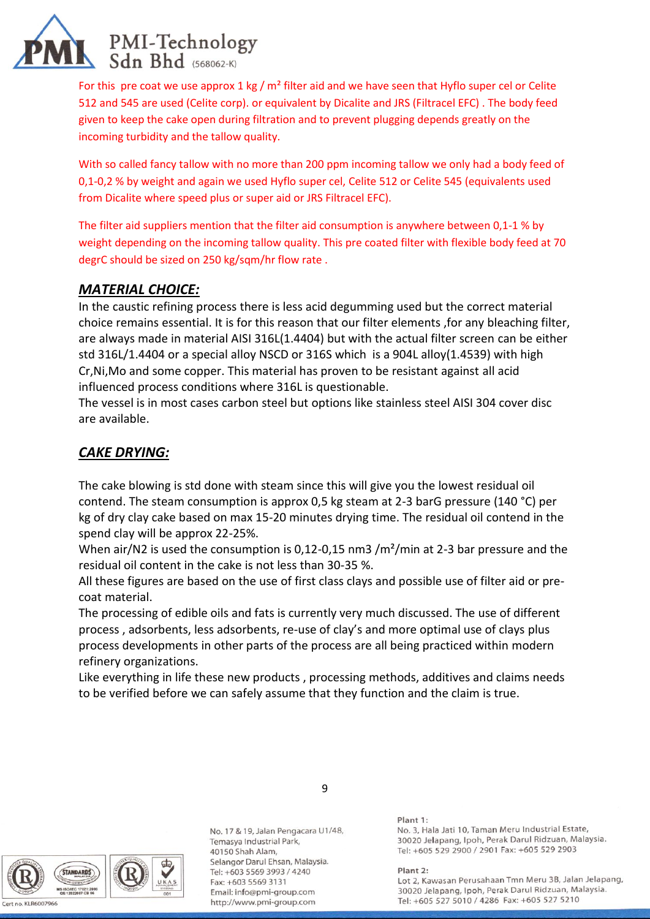For this pre coat we use approx 1 kg / m² filter aid and we have seen that Hyflo super cel or Celite 512 and 545 are used (Celite corp). or equivalent by Dicalite and JRS (Filtracel EFC) . The body feed given to keep the cake open during filtration and to prevent plugging depends greatly on the incoming turbidity and the tallow quality.

With so called fancy tallow with no more than 200 ppm incoming tallow we only had a body feed of 0,1-0,2 % by weight and again we used Hyflo super cel, Celite 512 or Celite 545 (equivalents used from Dicalite where speed plus or super aid or JRS Filtracel EFC).

The filter aid suppliers mention that the filter aid consumption is anywhere between 0,1-1 % by weight depending on the incoming tallow quality. This pre coated filter with flexible body feed at 70 degrC should be sized on 250 kg/sqm/hr flow rate .

## *MATERIAL CHOICE:*

In the caustic refining process there is less acid degumming used but the correct material choice remains essential. It is for this reason that our filter elements ,for any bleaching filter, are always made in material AISI 316L(1.4404) but with the actual filter screen can be either std 316L/1.4404 or a special alloy NSCD or 316S which is a 904L alloy(1.4539) with high Cr,Ni,Mo and some copper. This material has proven to be resistant against all acid influenced process conditions where 316L is questionable.
The vessel is in most cases carbon steel but options like stainless steel AISI 304 cover disc are available.

## *CAKE DRYING:*

The cake blowing is std done with steam since this will give you the lowest residual oil contend. The steam consumption is approx 0,5 kg steam at 2-3 barG pressure (140 °C) per kg of dry clay cake based on max 15-20 minutes drying time. The residual oil contend in the spend clay will be approx 22-25%.
When air/N2 is used the consumption is 0,12-0,15 nm3 /m²/min at 2-3 bar pressure and the residual oil content in the cake is not less than 30-35 %.
All these figures are based on the use of first class clays and possible use of filter aid or pre-coat material.
The processing of edible oils and fats is currently very much discussed. The use of different process , adsorbents, less adsorbents, re-use of clay's and more optimal use of clays plus process developments in other parts of the process are all being practiced within modern refinery organizations.
Like everything in life these new products , processing methods, additives and claims needs to be verified before we can safely assume that they function and the claim is true.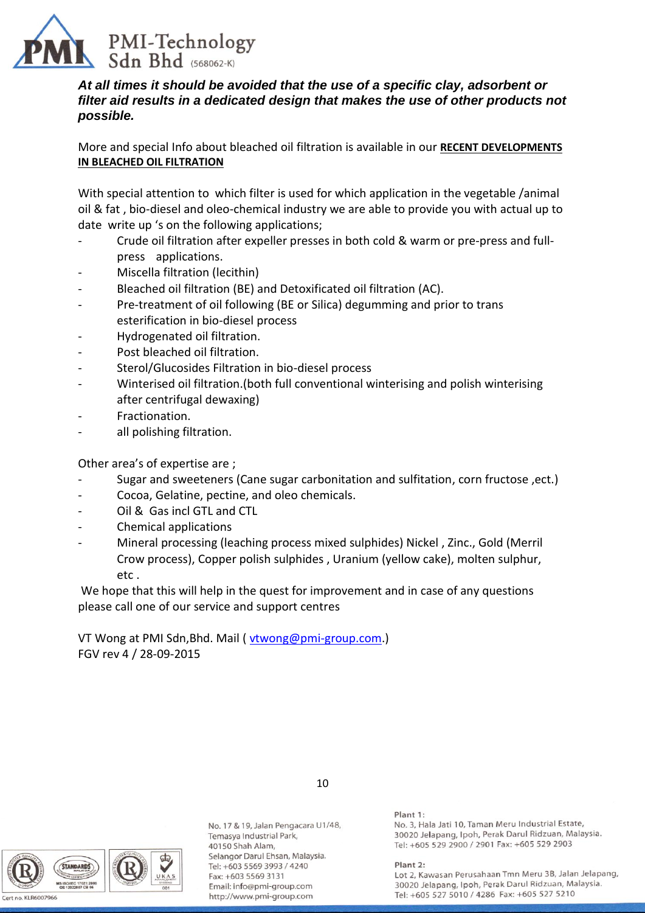***At all times it should be avoided that the use of a specific clay, adsorbent or filter aid results in a dedicated design that makes the use of other products not possible.***

More and special Info about bleached oil filtration is available in our **RECENT DEVELOPMENTS IN BLEACHED OIL FILTRATION**

With special attention to which filter is used for which application in the vegetable /animal oil & fat , bio-diesel and oleo-chemical industry we are able to provide you with actual up to date write up 's on the following applications;

- Crude oil filtration after expeller presses in both cold & warm or pre-press and full-press applications.
- Miscella filtration (lecithin)
- Bleached oil filtration (BE) and Detoxificated oil filtration (AC).
- Pre-treatment of oil following (BE or Silica) degumming and prior to trans esterification in bio-diesel process
- Hydrogenated oil filtration.
- Post bleached oil filtration.
- Sterol/Glucosides Filtration in bio-diesel process
- Winterised oil filtration.(both full conventional winterising and polish winterising after centrifugal dewaxing)
- Fractionation.
- all polishing filtration.

Other area's of expertise are ;

- Sugar and sweeteners (Cane sugar carbonitation and sulfitation, corn fructose ,ect.)
- Cocoa, Gelatine, pectine, and oleo chemicals.
- Oil & Gas incl GTL and CTL
- Chemical applications
- Mineral processing (leaching process mixed sulphides) Nickel , Zinc., Gold (Merril Crow process), Copper polish sulphides , Uranium (yellow cake), molten sulphur, etc .

We hope that this will help in the quest for improvement and in case of any questions please call one of our service and support centres

VT Wong at PMI Sdn,Bhd. Mail ( vtwong@pmi-group.com.)
FGV rev 4 / 28-09-2015